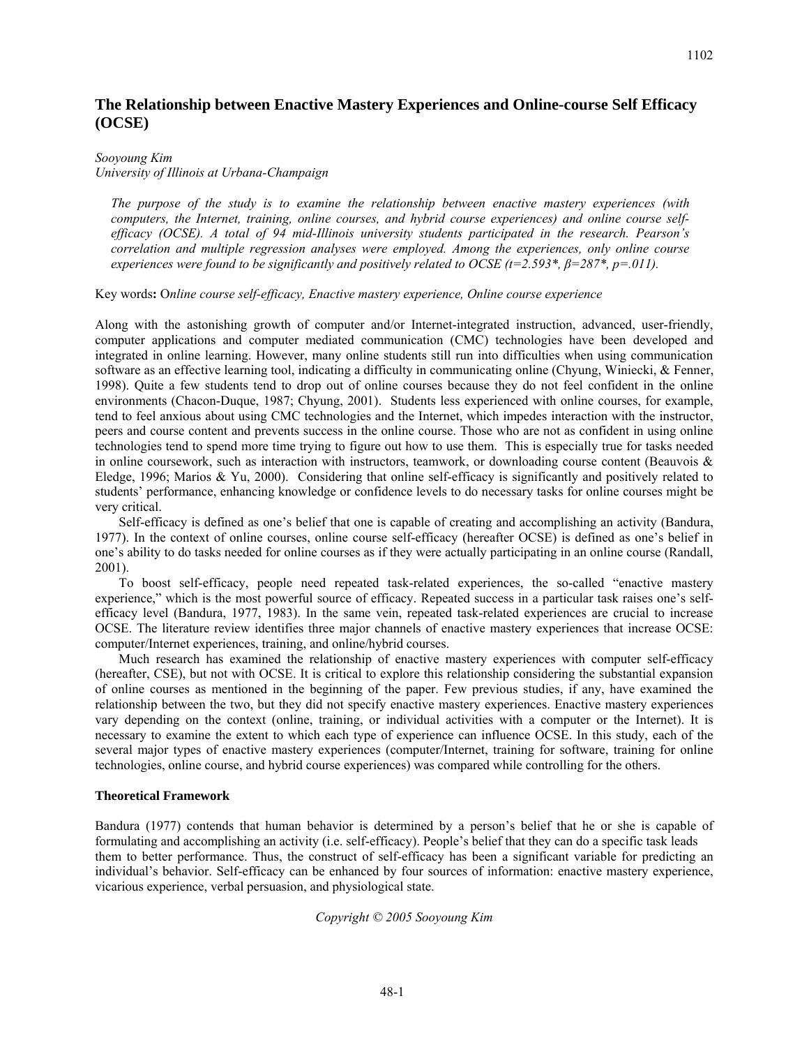# The Relationship between Enactive Mastery Experiences and Online-course Self Efficacy (OCSE)

*Sooyoung Kim*
*University of Illinois at Urbana-Champaign*

> *The purpose of the study is to examine the relationship between enactive mastery experiences (with computers, the Internet, training, online courses, and hybrid course experiences) and online course self-efficacy (OCSE). A total of 94 mid-Illinois university students participated in the research. Pearson's correlation and multiple regression analyses were employed. Among the experiences, only online course experiences were found to be significantly and positively related to OCSE ($t=2.593^*$, $\beta=287^*$, $p=.011$).*

Key words**:** O*nline course self-efficacy, Enactive mastery experience, Online course experience*

Along with the astonishing growth of computer and/or Internet-integrated instruction, advanced, user-friendly, computer applications and computer mediated communication (CMC) technologies have been developed and integrated in online learning. However, many online students still run into difficulties when using communication software as an effective learning tool, indicating a difficulty in communicating online (Chyung, Winiecki, & Fenner, 1998). Quite a few students tend to drop out of online courses because they do not feel confident in the online environments (Chacon-Duque, 1987; Chyung, 2001). Students less experienced with online courses, for example, tend to feel anxious about using CMC technologies and the Internet, which impedes interaction with the instructor, peers and course content and prevents success in the online course. Those who are not as confident in using online technologies tend to spend more time trying to figure out how to use them. This is especially true for tasks needed in online coursework, such as interaction with instructors, teamwork, or downloading course content (Beauvois & Eledge, 1996; Marios & Yu, 2000). Considering that online self-efficacy is significantly and positively related to students' performance, enhancing knowledge or confidence levels to do necessary tasks for online courses might be very critical.

Self-efficacy is defined as one's belief that one is capable of creating and accomplishing an activity (Bandura, 1977). In the context of online courses, online course self-efficacy (hereafter OCSE) is defined as one's belief in one's ability to do tasks needed for online courses as if they were actually participating in an online course (Randall, 2001).

To boost self-efficacy, people need repeated task-related experiences, the so-called "enactive mastery experience," which is the most powerful source of efficacy. Repeated success in a particular task raises one's self-efficacy level (Bandura, 1977, 1983). In the same vein, repeated task-related experiences are crucial to increase OCSE. The literature review identifies three major channels of enactive mastery experiences that increase OCSE: computer/Internet experiences, training, and online/hybrid courses.

Much research has examined the relationship of enactive mastery experiences with computer self-efficacy (hereafter, CSE), but not with OCSE. It is critical to explore this relationship considering the substantial expansion of online courses as mentioned in the beginning of the paper. Few previous studies, if any, have examined the relationship between the two, but they did not specify enactive mastery experiences. Enactive mastery experiences vary depending on the context (online, training, or individual activities with a computer or the Internet). It is necessary to examine the extent to which each type of experience can influence OCSE. In this study, each of the several major types of enactive mastery experiences (computer/Internet, training for software, training for online technologies, online course, and hybrid course experiences) was compared while controlling for the others.

### Theoretical Framework

Bandura (1977) contends that human behavior is determined by a person's belief that he or she is capable of formulating and accomplishing an activity (i.e. self-efficacy). People's belief that they can do a specific task leads them to better performance. Thus, the construct of self-efficacy has been a significant variable for predicting an individual's behavior. Self-efficacy can be enhanced by four sources of information: enactive mastery experience, vicarious experience, verbal persuasion, and physiological state.

*Copyright © 2005 Sooyoung Kim*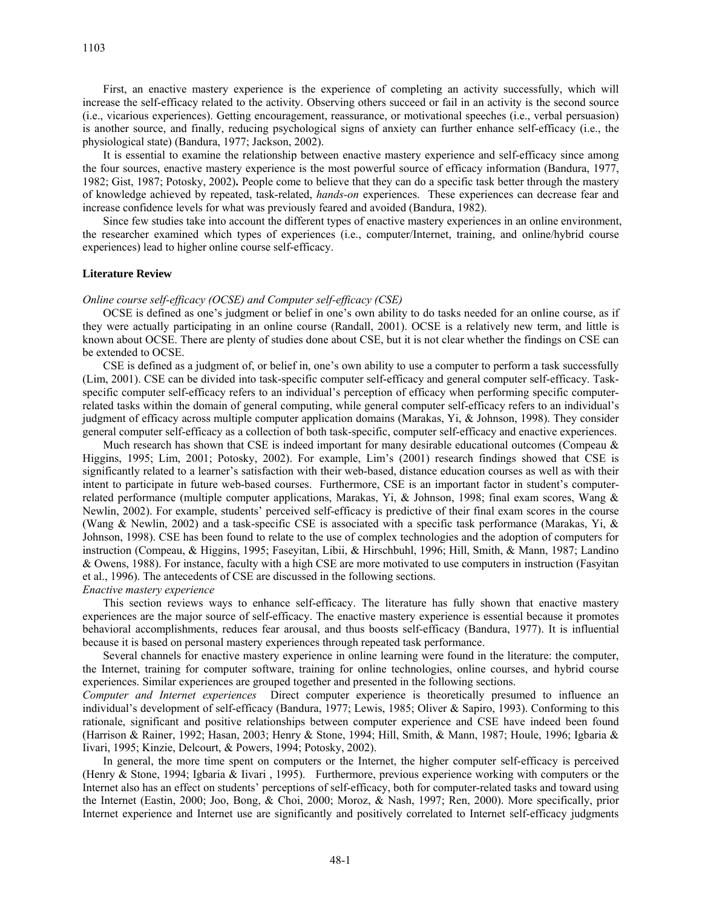First, an enactive mastery experience is the experience of completing an activity successfully, which will increase the self-efficacy related to the activity. Observing others succeed or fail in an activity is the second source (i.e., vicarious experiences). Getting encouragement, reassurance, or motivational speeches (i.e., verbal persuasion) is another source, and finally, reducing psychological signs of anxiety can further enhance self-efficacy (i.e., the physiological state) (Bandura, 1977; Jackson, 2002).

It is essential to examine the relationship between enactive mastery experience and self-efficacy since among the four sources, enactive mastery experience is the most powerful source of efficacy information (Bandura, 1977, 1982; Gist, 1987; Potosky, 2002). People come to believe that they can do a specific task better through the mastery of knowledge achieved by repeated, task-related, *hands-on* experiences. These experiences can decrease fear and increase confidence levels for what was previously feared and avoided (Bandura, 1982).

Since few studies take into account the different types of enactive mastery experiences in an online environment, the researcher examined which types of experiences (i.e., computer/Internet, training, and online/hybrid course experiences) lead to higher online course self-efficacy.

## Literature Review

### *Online course self-efficacy (OCSE) and Computer self-efficacy (CSE)*

OCSE is defined as one's judgment or belief in one's own ability to do tasks needed for an online course, as if they were actually participating in an online course (Randall, 2001). OCSE is a relatively new term, and little is known about OCSE. There are plenty of studies done about CSE, but it is not clear whether the findings on CSE can be extended to OCSE.

CSE is defined as a judgment of, or belief in, one's own ability to use a computer to perform a task successfully (Lim, 2001). CSE can be divided into task-specific computer self-efficacy and general computer self-efficacy. Task-specific computer self-efficacy refers to an individual's perception of efficacy when performing specific computer-related tasks within the domain of general computing, while general computer self-efficacy refers to an individual's judgment of efficacy across multiple computer application domains (Marakas, Yi, & Johnson, 1998). They consider general computer self-efficacy as a collection of both task-specific, computer self-efficacy and enactive experiences.

Much research has shown that CSE is indeed important for many desirable educational outcomes (Compeau & Higgins, 1995; Lim, 2001; Potosky, 2002). For example, Lim's (2001) research findings showed that CSE is significantly related to a learner's satisfaction with their web-based, distance education courses as well as with their intent to participate in future web-based courses. Furthermore, CSE is an important factor in student's computer-related performance (multiple computer applications, Marakas, Yi, & Johnson, 1998; final exam scores, Wang & Newlin, 2002). For example, students' perceived self-efficacy is predictive of their final exam scores in the course (Wang & Newlin, 2002) and a task-specific CSE is associated with a specific task performance (Marakas, Yi, & Johnson, 1998). CSE has been found to relate to the use of complex technologies and the adoption of computers for instruction (Compeau, & Higgins, 1995; Faseyitan, Libii, & Hirschbuhl, 1996; Hill, Smith, & Mann, 1987; Landino & Owens, 1988). For instance, faculty with a high CSE are more motivated to use computers in instruction (Fasyitan et al., 1996). The antecedents of CSE are discussed in the following sections.

### *Enactive mastery experience*

This section reviews ways to enhance self-efficacy. The literature has fully shown that enactive mastery experiences are the major source of self-efficacy. The enactive mastery experience is essential because it promotes behavioral accomplishments, reduces fear arousal, and thus boosts self-efficacy (Bandura, 1977). It is influential because it is based on personal mastery experiences through repeated task performance.

Several channels for enactive mastery experience in online learning were found in the literature: the computer, the Internet, training for computer software, training for online technologies, online courses, and hybrid course experiences. Similar experiences are grouped together and presented in the following sections.

*Computer and Internet experiences* Direct computer experience is theoretically presumed to influence an individual's development of self-efficacy (Bandura, 1977; Lewis, 1985; Oliver & Sapiro, 1993). Conforming to this rationale, significant and positive relationships between computer experience and CSE have indeed been found (Harrison & Rainer, 1992; Hasan, 2003; Henry & Stone, 1994; Hill, Smith, & Mann, 1987; Houle, 1996; Igbaria & Iivari, 1995; Kinzie, Delcourt, & Powers, 1994; Potosky, 2002).

In general, the more time spent on computers or the Internet, the higher computer self-efficacy is perceived (Henry & Stone, 1994; Igbaria & Iivari , 1995). Furthermore, previous experience working with computers or the Internet also has an effect on students' perceptions of self-efficacy, both for computer-related tasks and toward using the Internet (Eastin, 2000; Joo, Bong, & Choi, 2000; Moroz, & Nash, 1997; Ren, 2000). More specifically, prior Internet experience and Internet use are significantly and positively correlated to Internet self-efficacy judgments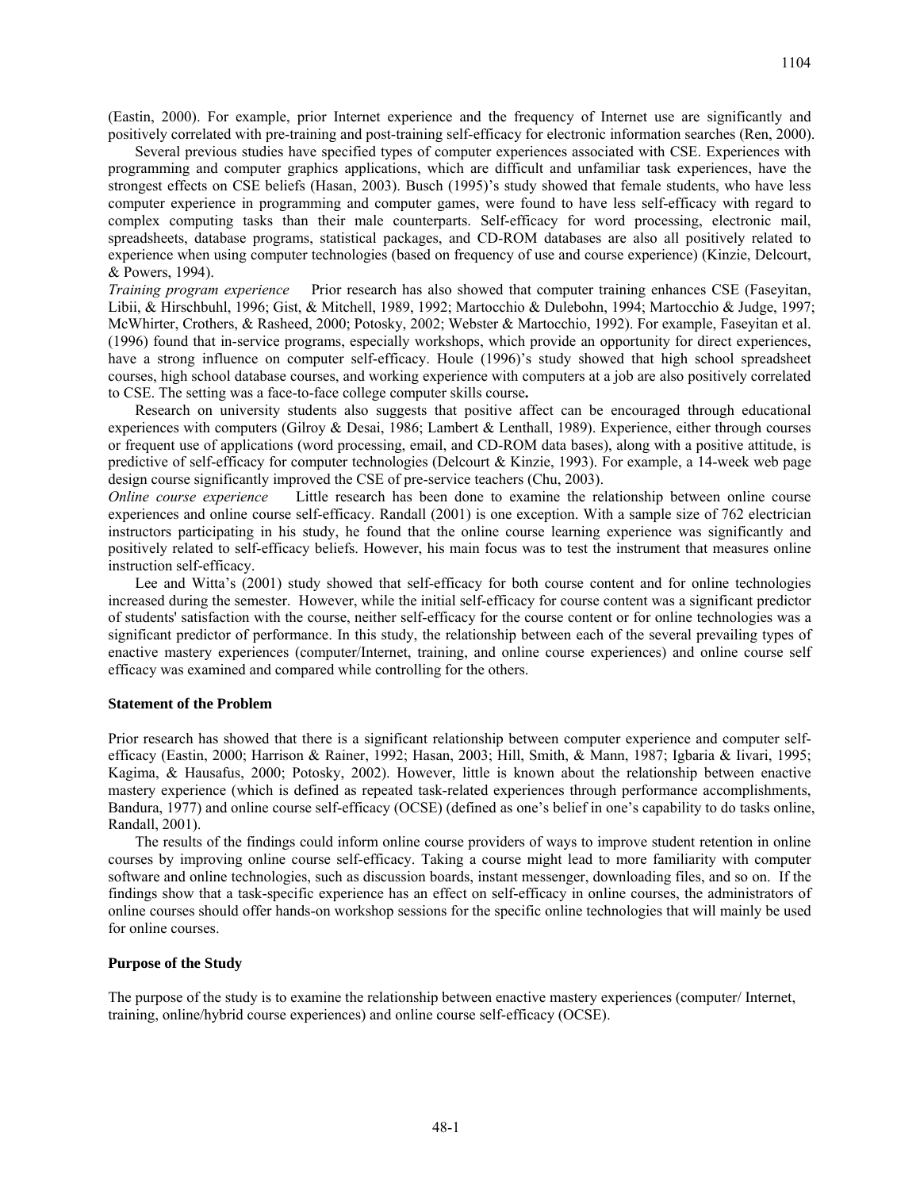(Eastin, 2000). For example, prior Internet experience and the frequency of Internet use are significantly and positively correlated with pre-training and post-training self-efficacy for electronic information searches (Ren, 2000).

Several previous studies have specified types of computer experiences associated with CSE. Experiences with programming and computer graphics applications, which are difficult and unfamiliar task experiences, have the strongest effects on CSE beliefs (Hasan, 2003). Busch (1995)'s study showed that female students, who have less computer experience in programming and computer games, were found to have less self-efficacy with regard to complex computing tasks than their male counterparts. Self-efficacy for word processing, electronic mail, spreadsheets, database programs, statistical packages, and CD-ROM databases are also all positively related to experience when using computer technologies (based on frequency of use and course experience) (Kinzie, Delcourt, & Powers, 1994).

*Training program experience* Prior research has also showed that computer training enhances CSE (Faseyitan, Libii, & Hirschbuhl, 1996; Gist, & Mitchell, 1989, 1992; Martocchio & Dulebohn, 1994; Martocchio & Judge, 1997; McWhirter, Crothers, & Rasheed, 2000; Potosky, 2002; Webster & Martocchio, 1992). For example, Faseyitan et al. (1996) found that in-service programs, especially workshops, which provide an opportunity for direct experiences, have a strong influence on computer self-efficacy. Houle (1996)'s study showed that high school spreadsheet courses, high school database courses, and working experience with computers at a job are also positively correlated to CSE. The setting was a face-to-face college computer skills course**.**

Research on university students also suggests that positive affect can be encouraged through educational experiences with computers (Gilroy & Desai, 1986; Lambert & Lenthall, 1989). Experience, either through courses or frequent use of applications (word processing, email, and CD-ROM data bases), along with a positive attitude, is predictive of self-efficacy for computer technologies (Delcourt & Kinzie, 1993). For example, a 14-week web page design course significantly improved the CSE of pre-service teachers (Chu, 2003).

*Online course experience* Little research has been done to examine the relationship between online course experiences and online course self-efficacy. Randall (2001) is one exception. With a sample size of 762 electrician instructors participating in his study, he found that the online course learning experience was significantly and positively related to self-efficacy beliefs. However, his main focus was to test the instrument that measures online instruction self-efficacy.

Lee and Witta's (2001) study showed that self-efficacy for both course content and for online technologies increased during the semester. However, while the initial self-efficacy for course content was a significant predictor of students' satisfaction with the course, neither self-efficacy for the course content or for online technologies was a significant predictor of performance. In this study, the relationship between each of the several prevailing types of enactive mastery experiences (computer/Internet, training, and online course experiences) and online course self efficacy was examined and compared while controlling for the others.

**Statement of the Problem**

Prior research has showed that there is a significant relationship between computer experience and computer self-efficacy (Eastin, 2000; Harrison & Rainer, 1992; Hasan, 2003; Hill, Smith, & Mann, 1987; Igbaria & Iivari, 1995; Kagima, & Hausafus, 2000; Potosky, 2002). However, little is known about the relationship between enactive mastery experience (which is defined as repeated task-related experiences through performance accomplishments, Bandura, 1977) and online course self-efficacy (OCSE) (defined as one's belief in one's capability to do tasks online, Randall, 2001).

The results of the findings could inform online course providers of ways to improve student retention in online courses by improving online course self-efficacy. Taking a course might lead to more familiarity with computer software and online technologies, such as discussion boards, instant messenger, downloading files, and so on. If the findings show that a task-specific experience has an effect on self-efficacy in online courses, the administrators of online courses should offer hands-on workshop sessions for the specific online technologies that will mainly be used for online courses.

**Purpose of the Study**

The purpose of the study is to examine the relationship between enactive mastery experiences (computer/ Internet, training, online/hybrid course experiences) and online course self-efficacy (OCSE).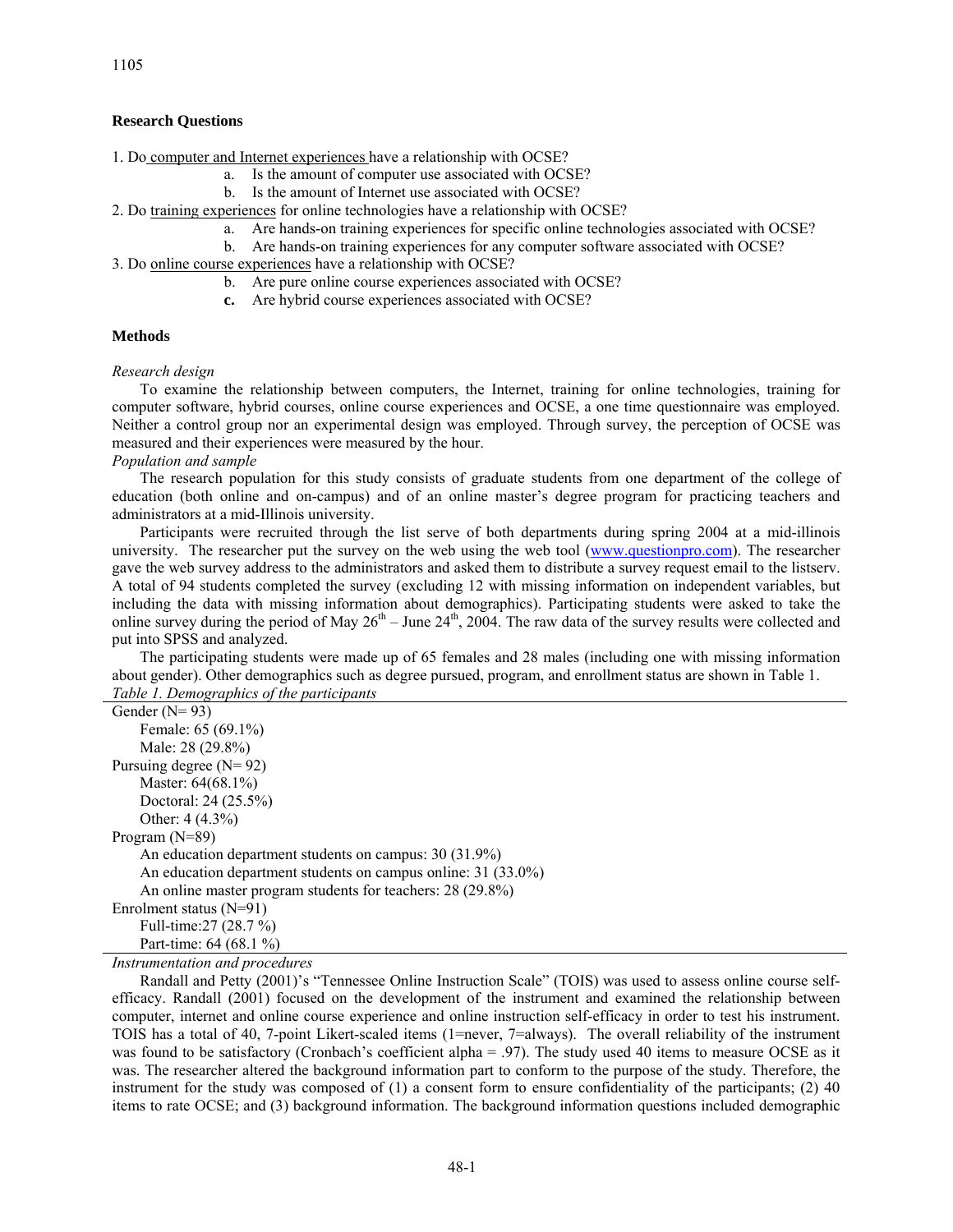### Research Questions

1. Do computer and Internet experiences have a relationship with OCSE?
   a. Is the amount of computer use associated with OCSE?
   b. Is the amount of Internet use associated with OCSE?
2. Do training experiences for online technologies have a relationship with OCSE?
   a. Are hands-on training experiences for specific online technologies associated with OCSE?
   b. Are hands-on training experiences for any computer software associated with OCSE?
3. Do online course experiences have a relationship with OCSE?
   b. Are pure online course experiences associated with OCSE?
   **c.** Are hybrid course experiences associated with OCSE?

### Methods

*Research design*

To examine the relationship between computers, the Internet, training for online technologies, training for computer software, hybrid courses, online course experiences and OCSE, a one time questionnaire was employed. Neither a control group nor an experimental design was employed. Through survey, the perception of OCSE was measured and their experiences were measured by the hour.

*Population and sample*

The research population for this study consists of graduate students from one department of the college of education (both online and on-campus) and of an online master's degree program for practicing teachers and administrators at a mid-Illinois university.

Participants were recruited through the list serve of both departments during spring 2004 at a mid-illinois university. The researcher put the survey on the web using the web tool (www.questionpro.com). The researcher gave the web survey address to the administrators and asked them to distribute a survey request email to the listserv. A total of 94 students completed the survey (excluding 12 with missing information on independent variables, but including the data with missing information about demographics). Participating students were asked to take the online survey during the period of May 26th – June 24th, 2004. The raw data of the survey results were collected and put into SPSS and analyzed.

The participating students were made up of 65 females and 28 males (including one with missing information about gender). Other demographics such as degree pursued, program, and enrollment status are shown in Table 1.

*Table 1. Demographics of the participants*

| |
|---|
| Gender (N= 93) |
| Female: 65 (69.1%) |
| Male: 28 (29.8%) |
| Pursuing degree (N= 92) |
| Master: 64(68.1%) |
| Doctoral: 24 (25.5%) |
| Other: 4 (4.3%) |
| Program (N=89) |
| An education department students on campus: 30 (31.9%) |
| An education department students on campus online: 31 (33.0%) |
| An online master program students for teachers: 28 (29.8%) |
| Enrolment status (N=91) |
| Full-time:27 (28.7 %) |
| Part-time: 64 (68.1 %) |

*Instrumentation and procedures*

Randall and Petty (2001)'s "Tennessee Online Instruction Scale" (TOIS) was used to assess online course self-efficacy. Randall (2001) focused on the development of the instrument and examined the relationship between computer, internet and online course experience and online instruction self-efficacy in order to test his instrument. TOIS has a total of 40, 7-point Likert-scaled items (1=never, 7=always). The overall reliability of the instrument was found to be satisfactory (Cronbach's coefficient alpha = .97). The study used 40 items to measure OCSE as it was. The researcher altered the background information part to conform to the purpose of the study. Therefore, the instrument for the study was composed of (1) a consent form to ensure confidentiality of the participants; (2) 40 items to rate OCSE; and (3) background information. The background information questions included demographic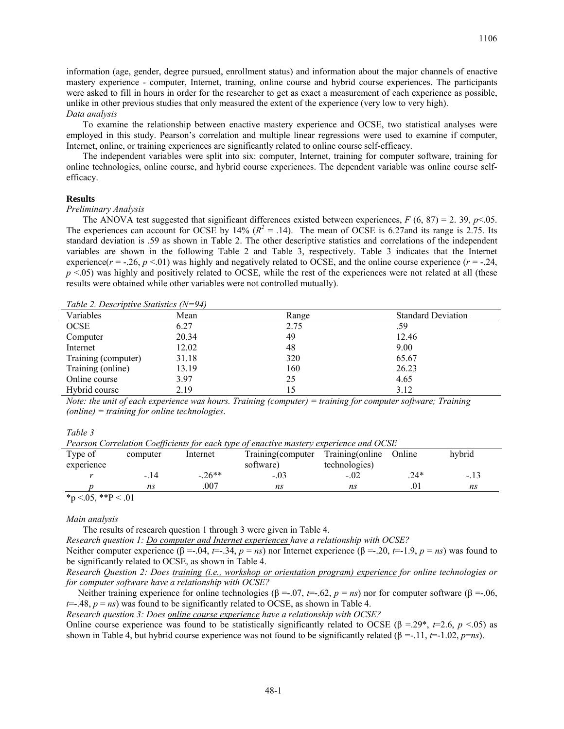information (age, gender, degree pursued, enrollment status) and information about the major channels of enactive mastery experience - computer, Internet, training, online course and hybrid course experiences. The participants were asked to fill in hours in order for the researcher to get as exact a measurement of each experience as possible, unlike in other previous studies that only measured the extent of the experience (very low to very high).

*Data analysis*

To examine the relationship between enactive mastery experience and OCSE, two statistical analyses were employed in this study. Pearson's correlation and multiple linear regressions were used to examine if computer, Internet, online, or training experiences are significantly related to online course self-efficacy.

The independent variables were split into six: computer, Internet, training for computer software, training for online technologies, online course, and hybrid course experiences. The dependent variable was online course self-efficacy.

**Results**

*Preliminary Analysis*

The ANOVA test suggested that significant differences existed between experiences, $F$ (6, 87) = 2. 39, $p$<.05. The experiences can account for OCSE by 14% ($R^2$ = .14). The mean of OCSE is 6.27and its range is 2.75. Its standard deviation is .59 as shown in Table 2. The other descriptive statistics and correlations of the independent variables are shown in the following Table 2 and Table 3, respectively. Table 3 indicates that the Internet experience($r$ = -.26, $p$ <.01) was highly and negatively related to OCSE, and the online course experience ($r$ = -.24, $p$ <.05) was highly and positively related to OCSE, while the rest of the experiences were not related at all (these results were obtained while other variables were not controlled mutually).

*Table 2. Descriptive Statistics (N=94)*

| Variables | Mean | Range | Standard Deviation |
|---|---|---|---|
| OCSE | 6.27 | 2.75 | .59 |
| Computer | 20.34 | 49 | 12.46 |
| Internet | 12.02 | 48 | 9.00 |
| Training (computer) | 31.18 | 320 | 65.67 |
| Training (online) | 13.19 | 160 | 26.23 |
| Online course | 3.97 | 25 | 4.65 |
| Hybrid course | 2.19 | 15 | 3.12 |

*Note: the unit of each experience was hours. Training (computer) = training for computer software; Training (online) = training for online technologies*.

*Table 3*

*Pearson Correlation Coefficients for each type of enactive mastery experience and OCSE*

| Type of experience | computer | Internet | Training(computer software) | Training(online technologies) | Online | hybrid |
|---|---|---|---|---|---|---|
| *r* | -.14 | -.26** | -.03 | -.02 | .24* | -.13 |
| *p* | *ns* | .007 | *ns* | *ns* | .01 | *ns* |

*p <.05, **P < .01

*Main analysis*

The results of research question 1 through 3 were given in Table 4.

*Research question 1: Do computer and Internet experiences have a relationship with OCSE?*

Neither computer experience (β =-.04, $t$=-.34, $p$ = $ns$) nor Internet experience (β =-.20, $t$=-1.9, $p$ = $ns$) was found to be significantly related to OCSE, as shown in Table 4.

*Research Question 2: Does training (i.e., workshop or orientation program) experience for online technologies or for computer software have a relationship with OCSE?*

Neither training experience for online technologies (β =-.07, $t$=-.62, $p$ = $ns$) nor for computer software (β =-.06, $t$=-.48, $p$ = $ns$) was found to be significantly related to OCSE, as shown in Table 4.

*Research question 3: Does online course experience have a relationship with OCSE?*

Online course experience was found to be statistically significantly related to OCSE (β =.29*, $t$=2.6, $p$ <.05) as shown in Table 4, but hybrid course experience was not found to be significantly related (β =-.11, $t$=-1.02, $p$=$ns$).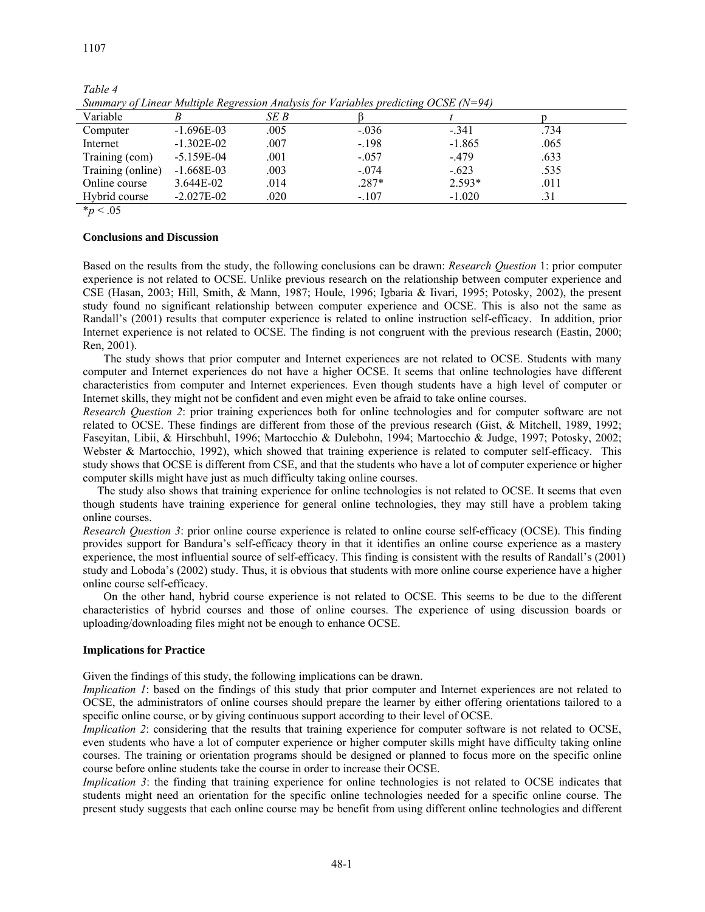*Table 4*
*Summary of Linear Multiple Regression Analysis for Variables predicting OCSE (N=94)*

| Variable | *B* | *SE B* | β | *t* | p |
|---|---|---|---|---|---|
| Computer | -1.696E-03 | .005 | -.036 | -.341 | .734 |
| Internet | -1.302E-02 | .007 | -.198 | -1.865 | .065 |
| Training (com) | -5.159E-04 | .001 | -.057 | -.479 | .633 |
| Training (online) | -1.668E-03 | .003 | -.074 | -.623 | .535 |
| Online course | 3.644E-02 | .014 | .287* | 2.593* | .011 |
| Hybrid course | -2.027E-02 | .020 | -.107 | -1.020 | .31 |

*$p < .05$

**Conclusions and Discussion**

Based on the results from the study, the following conclusions can be drawn: *Research Question* 1: prior computer experience is not related to OCSE. Unlike previous research on the relationship between computer experience and CSE (Hasan, 2003; Hill, Smith, & Mann, 1987; Houle, 1996; Igbaria & Iivari, 1995; Potosky, 2002), the present study found no significant relationship between computer experience and OCSE. This is also not the same as Randall's (2001) results that computer experience is related to online instruction self-efficacy. In addition, prior Internet experience is not related to OCSE. The finding is not congruent with the previous research (Eastin, 2000; Ren, 2001).

The study shows that prior computer and Internet experiences are not related to OCSE. Students with many computer and Internet experiences do not have a higher OCSE. It seems that online technologies have different characteristics from computer and Internet experiences. Even though students have a high level of computer or Internet skills, they might not be confident and even might even be afraid to take online courses.

*Research Question 2*: prior training experiences both for online technologies and for computer software are not related to OCSE. These findings are different from those of the previous research (Gist, & Mitchell, 1989, 1992; Faseyitan, Libii, & Hirschbuhl, 1996; Martocchio & Dulebohn, 1994; Martocchio & Judge, 1997; Potosky, 2002; Webster & Martocchio, 1992), which showed that training experience is related to computer self-efficacy. This study shows that OCSE is different from CSE, and that the students who have a lot of computer experience or higher computer skills might have just as much difficulty taking online courses.

The study also shows that training experience for online technologies is not related to OCSE. It seems that even though students have training experience for general online technologies, they may still have a problem taking online courses.

*Research Question 3*: prior online course experience is related to online course self-efficacy (OCSE). This finding provides support for Bandura's self-efficacy theory in that it identifies an online course experience as a mastery experience, the most influential source of self-efficacy. This finding is consistent with the results of Randall's (2001) study and Loboda's (2002) study. Thus, it is obvious that students with more online course experience have a higher online course self-efficacy.

On the other hand, hybrid course experience is not related to OCSE. This seems to be due to the different characteristics of hybrid courses and those of online courses. The experience of using discussion boards or uploading/downloading files might not be enough to enhance OCSE.

**Implications for Practice**

Given the findings of this study, the following implications can be drawn.

*Implication 1*: based on the findings of this study that prior computer and Internet experiences are not related to OCSE, the administrators of online courses should prepare the learner by either offering orientations tailored to a specific online course, or by giving continuous support according to their level of OCSE.

*Implication 2*: considering that the results that training experience for computer software is not related to OCSE, even students who have a lot of computer experience or higher computer skills might have difficulty taking online courses. The training or orientation programs should be designed or planned to focus more on the specific online course before online students take the course in order to increase their OCSE.

*Implication 3*: the finding that training experience for online technologies is not related to OCSE indicates that students might need an orientation for the specific online technologies needed for a specific online course. The present study suggests that each online course may be benefit from using different online technologies and different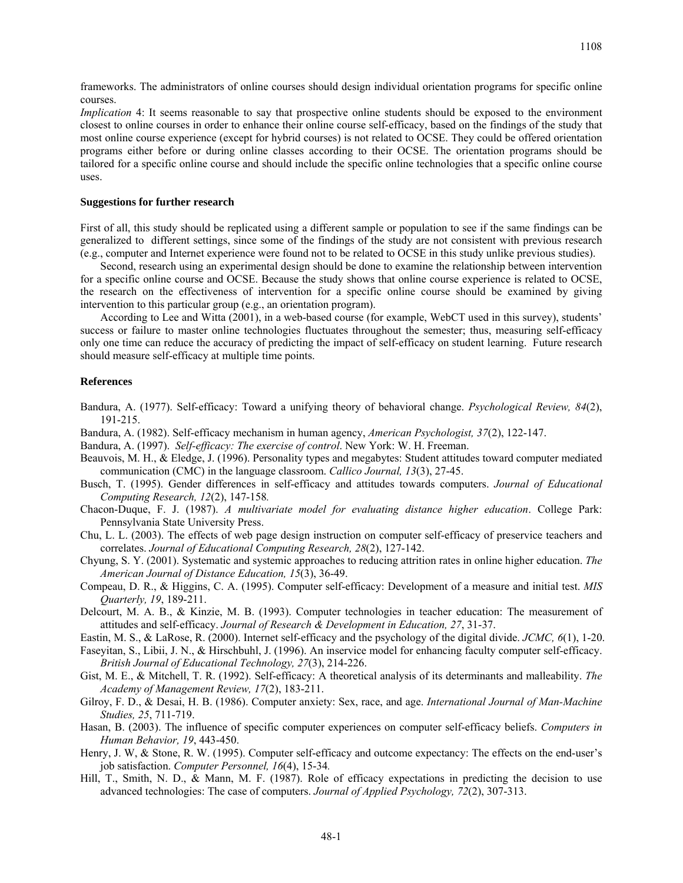frameworks. The administrators of online courses should design individual orientation programs for specific online courses.

*Implication* 4: It seems reasonable to say that prospective online students should be exposed to the environment closest to online courses in order to enhance their online course self-efficacy, based on the findings of the study that most online course experience (except for hybrid courses) is not related to OCSE. They could be offered orientation programs either before or during online classes according to their OCSE. The orientation programs should be tailored for a specific online course and should include the specific online technologies that a specific online course uses.

**Suggestions for further research**

First of all, this study should be replicated using a different sample or population to see if the same findings can be generalized to different settings, since some of the findings of the study are not consistent with previous research (e.g., computer and Internet experience were found not to be related to OCSE in this study unlike previous studies).

Second, research using an experimental design should be done to examine the relationship between intervention for a specific online course and OCSE. Because the study shows that online course experience is related to OCSE, the research on the effectiveness of intervention for a specific online course should be examined by giving intervention to this particular group (e.g., an orientation program).

According to Lee and Witta (2001), in a web-based course (for example, WebCT used in this survey), students' success or failure to master online technologies fluctuates throughout the semester; thus, measuring self-efficacy only one time can reduce the accuracy of predicting the impact of self-efficacy on student learning. Future research should measure self-efficacy at multiple time points.

**References**

Bandura, A. (1977). Self-efficacy: Toward a unifying theory of behavioral change. *Psychological Review, 84*(2), 191-215.

Bandura, A. (1982). Self-efficacy mechanism in human agency, *American Psychologist, 37*(2), 122-147.

Bandura, A. (1997). *Self-efficacy: The exercise of control*. New York: W. H. Freeman.

Beauvois, M. H., & Eledge, J. (1996). Personality types and megabytes: Student attitudes toward computer mediated communication (CMC) in the language classroom. *Callico Journal, 13*(3), 27-45.

Busch, T. (1995). Gender differences in self-efficacy and attitudes towards computers. *Journal of Educational Computing Research, 12*(2), 147-158.

Chacon-Duque, F. J. (1987). *A multivariate model for evaluating distance higher education*. College Park: Pennsylvania State University Press.

Chu, L. L. (2003). The effects of web page design instruction on computer self-efficacy of preservice teachers and correlates. *Journal of Educational Computing Research, 28*(2), 127-142.

Chyung, S. Y. (2001). Systematic and systemic approaches to reducing attrition rates in online higher education. *The American Journal of Distance Education, 15*(3), 36-49.

Compeau, D. R., & Higgins, C. A. (1995). Computer self-efficacy: Development of a measure and initial test. *MIS Quarterly, 19*, 189-211.

Delcourt, M. A. B., & Kinzie, M. B. (1993). Computer technologies in teacher education: The measurement of attitudes and self-efficacy. *Journal of Research & Development in Education, 27*, 31-37.

Eastin, M. S., & LaRose, R. (2000). Internet self-efficacy and the psychology of the digital divide. *JCMC, 6*(1), 1-20.

Faseyitan, S., Libii, J. N., & Hirschbuhl, J. (1996). An inservice model for enhancing faculty computer self-efficacy. *British Journal of Educational Technology, 27*(3), 214-226.

Gist, M. E., & Mitchell, T. R. (1992). Self-efficacy: A theoretical analysis of its determinants and malleability. *The Academy of Management Review, 17*(2), 183-211.

Gilroy, F. D., & Desai, H. B. (1986). Computer anxiety: Sex, race, and age. *International Journal of Man-Machine Studies, 25*, 711-719.

Hasan, B. (2003). The influence of specific computer experiences on computer self-efficacy beliefs. *Computers in Human Behavior, 19*, 443-450.

Henry, J. W, & Stone, R. W. (1995). Computer self-efficacy and outcome expectancy: The effects on the end-user's job satisfaction. *Computer Personnel, 16*(4), 15-34.

Hill, T., Smith, N. D., & Mann, M. F. (1987). Role of efficacy expectations in predicting the decision to use advanced technologies: The case of computers. *Journal of Applied Psychology, 72*(2), 307-313.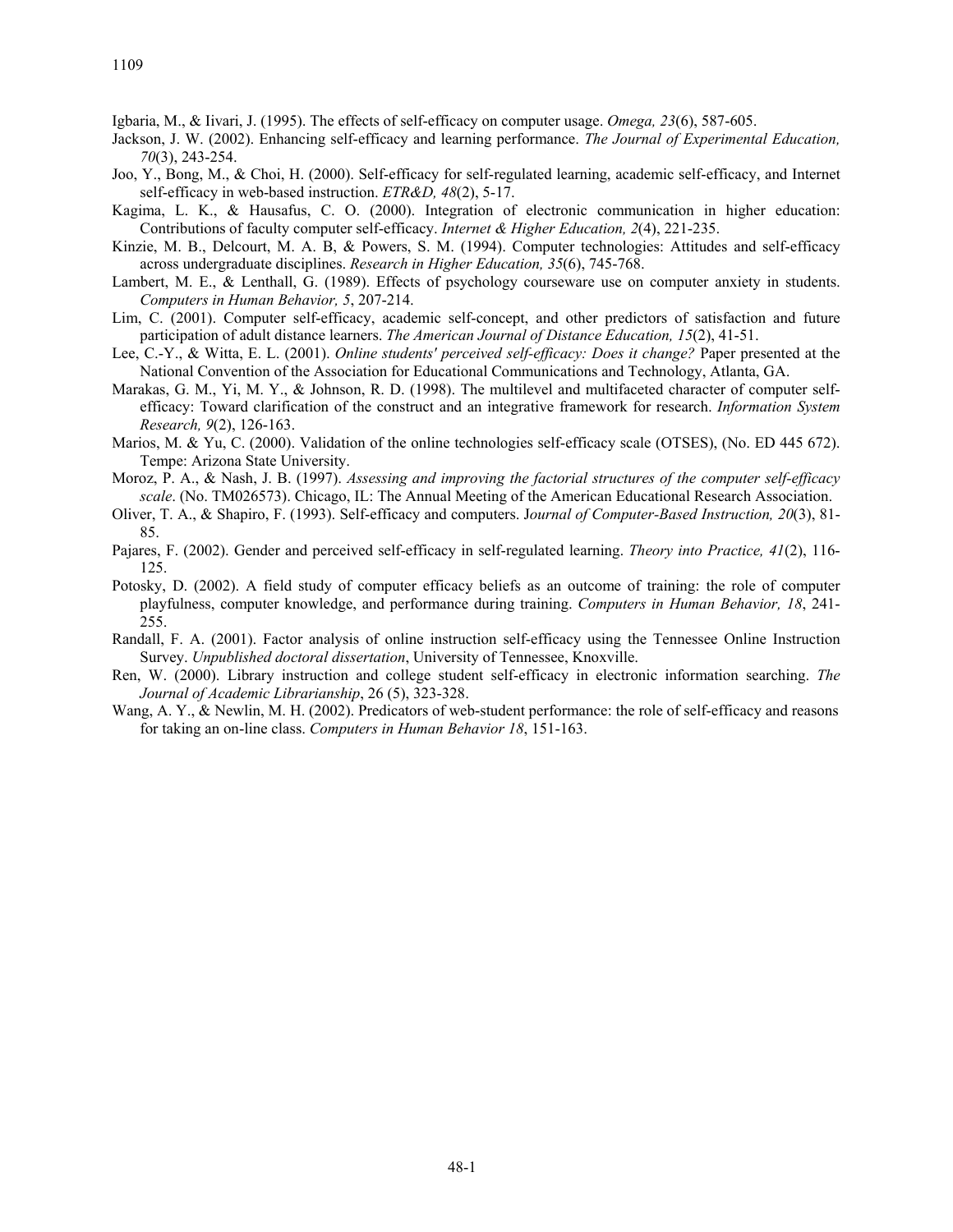Igbaria, M., & Iivari, J. (1995). The effects of self-efficacy on computer usage. *Omega, 23*(6), 587-605.

Jackson, J. W. (2002). Enhancing self-efficacy and learning performance. *The Journal of Experimental Education, 70*(3), 243-254.

Joo, Y., Bong, M., & Choi, H. (2000). Self-efficacy for self-regulated learning, academic self-efficacy, and Internet self-efficacy in web-based instruction. *ETR&D, 48*(2), 5-17.

Kagima, L. K., & Hausafus, C. O. (2000). Integration of electronic communication in higher education: Contributions of faculty computer self-efficacy. *Internet & Higher Education, 2*(4), 221-235.

Kinzie, M. B., Delcourt, M. A. B, & Powers, S. M. (1994). Computer technologies: Attitudes and self-efficacy across undergraduate disciplines. *Research in Higher Education, 35*(6), 745-768.

Lambert, M. E., & Lenthall, G. (1989). Effects of psychology courseware use on computer anxiety in students. *Computers in Human Behavior, 5*, 207-214.

Lim, C. (2001). Computer self-efficacy, academic self-concept, and other predictors of satisfaction and future participation of adult distance learners. *The American Journal of Distance Education, 15*(2), 41-51.

Lee, C.-Y., & Witta, E. L. (2001). *Online students' perceived self-efficacy: Does it change?* Paper presented at the National Convention of the Association for Educational Communications and Technology, Atlanta, GA.

Marakas, G. M., Yi, M. Y., & Johnson, R. D. (1998). The multilevel and multifaceted character of computer self-efficacy: Toward clarification of the construct and an integrative framework for research. *Information System Research, 9*(2), 126-163.

Marios, M. & Yu, C. (2000). Validation of the online technologies self-efficacy scale (OTSES), (No. ED 445 672). Tempe: Arizona State University.

Moroz, P. A., & Nash, J. B. (1997). *Assessing and improving the factorial structures of the computer self-efficacy scale*. (No. TM026573). Chicago, IL: The Annual Meeting of the American Educational Research Association.

Oliver, T. A., & Shapiro, F. (1993). Self-efficacy and computers. J*ournal of Computer-Based Instruction, 20*(3), 81-85.

Pajares, F. (2002). Gender and perceived self-efficacy in self-regulated learning. *Theory into Practice, 41*(2), 116-125.

Potosky, D. (2002). A field study of computer efficacy beliefs as an outcome of training: the role of computer playfulness, computer knowledge, and performance during training. *Computers in Human Behavior, 18*, 241-255.

Randall, F. A. (2001). Factor analysis of online instruction self-efficacy using the Tennessee Online Instruction Survey. *Unpublished doctoral dissertation*, University of Tennessee, Knoxville.

Ren, W. (2000). Library instruction and college student self-efficacy in electronic information searching. *The Journal of Academic Librarianship*, 26 (5), 323-328.

Wang, A. Y., & Newlin, M. H. (2002). Predicators of web-student performance: the role of self-efficacy and reasons for taking an on-line class. *Computers in Human Behavior 18*, 151-163.